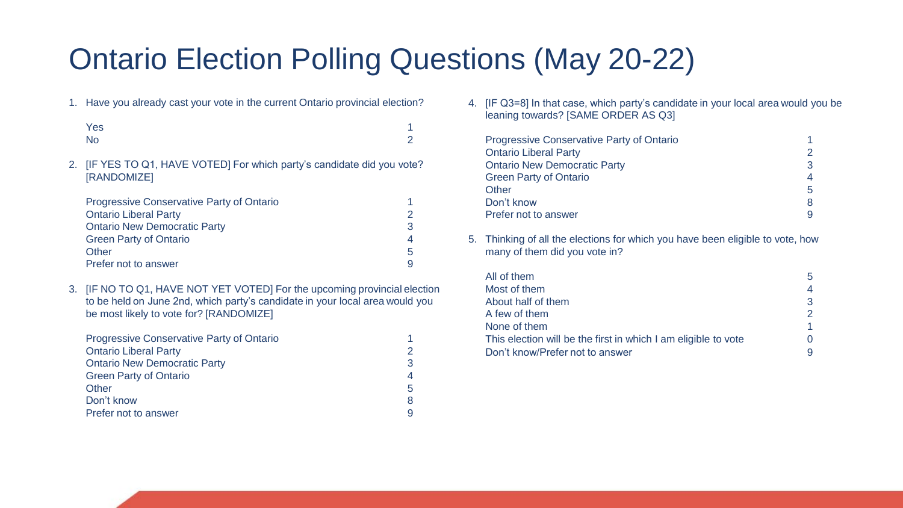# Ontario Election Polling Questions (May 20-22)

1. Have you already cast your vote in the current Ontario provincial election?

| | |
|---|---|
| Yes | 1 |
| No | 2 |

2. [IF YES TO Q1, HAVE VOTED] For which party's candidate did you vote? [RANDOMIZE]

| | |
|---|---|
| Progressive Conservative Party of Ontario | 1 |
| Ontario Liberal Party | 2 |
| Ontario New Democratic Party | 3 |
| Green Party of Ontario | 4 |
| Other | 5 |
| Prefer not to answer | 9 |

3. [IF NO TO Q1, HAVE NOT YET VOTED] For the upcoming provincial election to be held on June 2nd, which party's candidate in your local area would you be most likely to vote for? [RANDOMIZE]

| | |
|---|---|
| Progressive Conservative Party of Ontario | 1 |
| Ontario Liberal Party | 2 |
| Ontario New Democratic Party | 3 |
| Green Party of Ontario | 4 |
| Other | 5 |
| Don't know | 8 |
| Prefer not to answer | 9 |

4. [IF Q3=8] In that case, which party's candidate in your local area would you be leaning towards? [SAME ORDER AS Q3]

| | |
|---|---|
| Progressive Conservative Party of Ontario | 1 |
| Ontario Liberal Party | 2 |
| Ontario New Democratic Party | 3 |
| Green Party of Ontario | 4 |
| Other | 5 |
| Don't know | 8 |
| Prefer not to answer | 9 |

5. Thinking of all the elections for which you have been eligible to vote, how many of them did you vote in?

| | |
|---|---|
| All of them | 5 |
| Most of them | 4 |
| About half of them | 3 |
| A few of them | 2 |
| None of them | 1 |
| This election will be the first in which I am eligible to vote | 0 |
| Don't know/Prefer not to answer | 9 |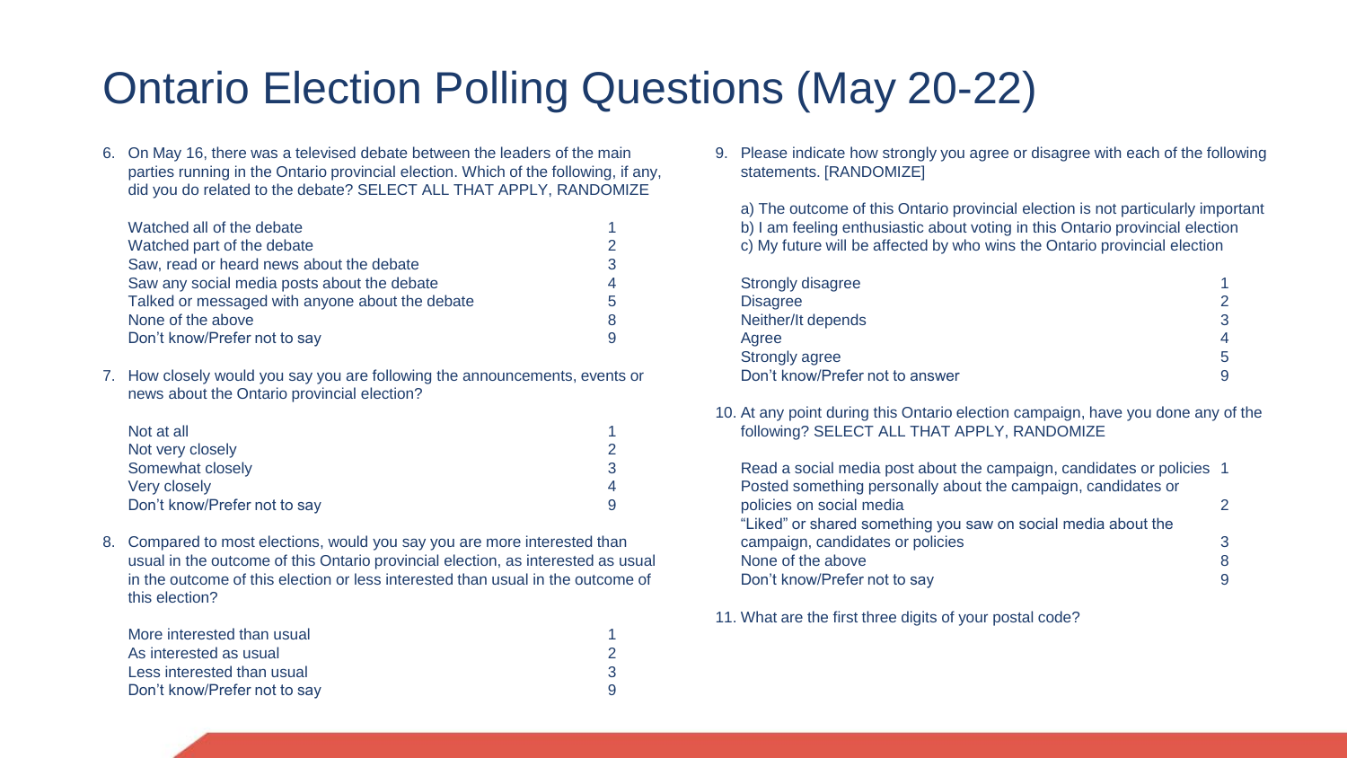# Ontario Election Polling Questions (May 20-22)

6. On May 16, there was a televised debate between the leaders of the main parties running in the Ontario provincial election. Which of the following, if any, did you do related to the debate? SELECT ALL THAT APPLY, RANDOMIZE

| | |
|---|---|
| Watched all of the debate | 1 |
| Watched part of the debate | 2 |
| Saw, read or heard news about the debate | 3 |
| Saw any social media posts about the debate | 4 |
| Talked or messaged with anyone about the debate | 5 |
| None of the above | 8 |
| Don't know/Prefer not to say | 9 |

7. How closely would you say you are following the announcements, events or news about the Ontario provincial election?

| | |
|---|---|
| Not at all | 1 |
| Not very closely | 2 |
| Somewhat closely | 3 |
| Very closely | 4 |
| Don't know/Prefer not to say | 9 |

8. Compared to most elections, would you say you are more interested than usual in the outcome of this Ontario provincial election, as interested as usual in the outcome of this election or less interested than usual in the outcome of this election?

| | |
|---|---|
| More interested than usual | 1 |
| As interested as usual | 2 |
| Less interested than usual | 3 |
| Don't know/Prefer not to say | 9 |

9. Please indicate how strongly you agree or disagree with each of the following statements. [RANDOMIZE]

   a) The outcome of this Ontario provincial election is not particularly important
   b) I am feeling enthusiastic about voting in this Ontario provincial election
   c) My future will be affected by who wins the Ontario provincial election

| | |
|---|---|
| Strongly disagree | 1 |
| Disagree | 2 |
| Neither/It depends | 3 |
| Agree | 4 |
| Strongly agree | 5 |
| Don't know/Prefer not to answer | 9 |

10. At any point during this Ontario election campaign, have you done any of the following? SELECT ALL THAT APPLY, RANDOMIZE

| | |
|---|---|
| Read a social media post about the campaign, candidates or policies | 1 |
| Posted something personally about the campaign, candidates or policies on social media | 2 |
| "Liked" or shared something you saw on social media about the campaign, candidates or policies | 3 |
| None of the above | 8 |
| Don't know/Prefer not to say | 9 |

11. What are the first three digits of your postal code?